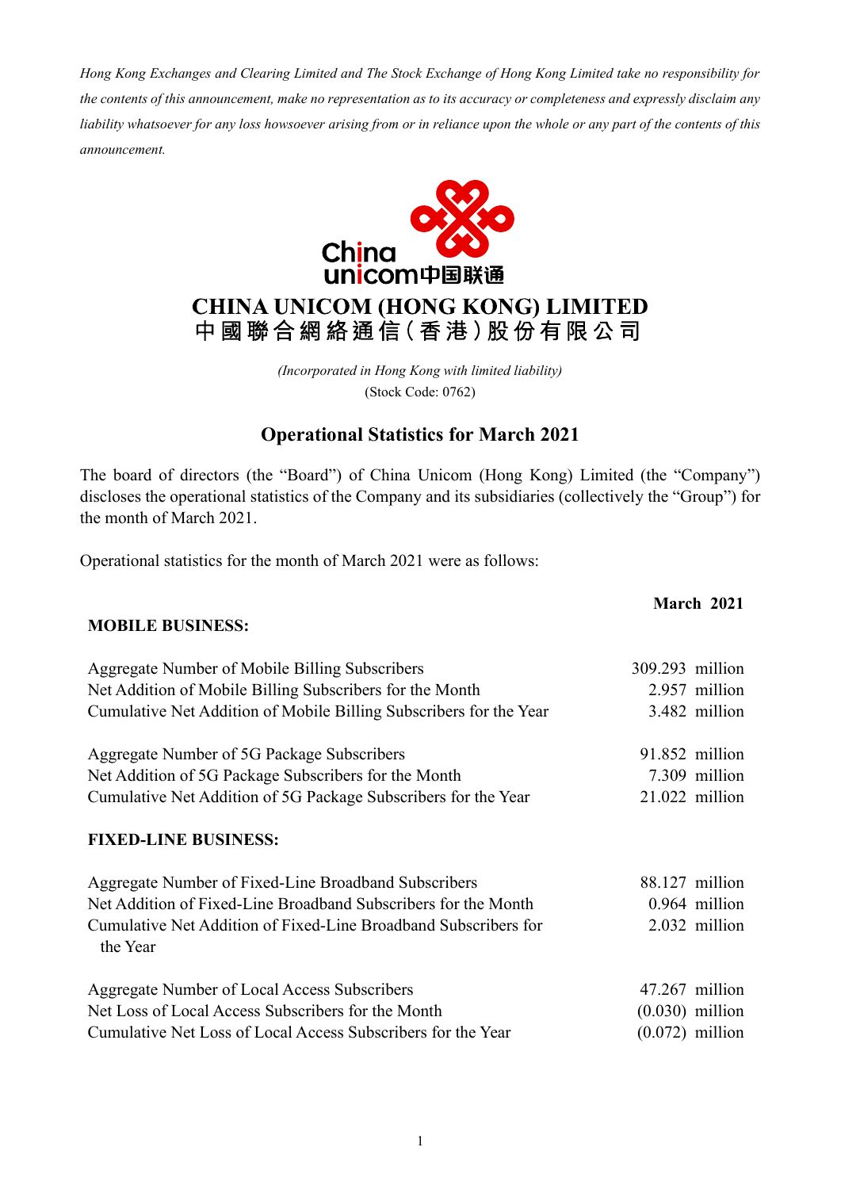*Hong Kong Exchanges and Clearing Limited and The Stock Exchange of Hong Kong Limited take no responsibility for the contents of this announcement, make no representation as to its accuracy or completeness and expressly disclaim any liability whatsoever for any loss howsoever arising from or in reliance upon the whole or any part of the contents of this announcement.*

# CHINA UNICOM (HONG KONG) LIMITED
# 中國聯合網絡通信(香港)股份有限公司

*(Incorporated in Hong Kong with limited liability)*
(Stock Code: 0762)

## Operational Statistics for March 2021

The board of directors (the "Board") of China Unicom (Hong Kong) Limited (the "Company") discloses the operational statistics of the Company and its subsidiaries (collectively the "Group") for the month of March 2021.

Operational statistics for the month of March 2021 were as follows:

| | **March 2021** |
|---|---|
| **MOBILE BUSINESS:** | |
| Aggregate Number of Mobile Billing Subscribers | 309.293 million |
| Net Addition of Mobile Billing Subscribers for the Month | 2.957 million |
| Cumulative Net Addition of Mobile Billing Subscribers for the Year | 3.482 million |
| Aggregate Number of 5G Package Subscribers | 91.852 million |
| Net Addition of 5G Package Subscribers for the Month | 7.309 million |
| Cumulative Net Addition of 5G Package Subscribers for the Year | 21.022 million |
| **FIXED-LINE BUSINESS:** | |
| Aggregate Number of Fixed-Line Broadband Subscribers | 88.127 million |
| Net Addition of Fixed-Line Broadband Subscribers for the Month | 0.964 million |
| Cumulative Net Addition of Fixed-Line Broadband Subscribers for the Year | 2.032 million |
| Aggregate Number of Local Access Subscribers | 47.267 million |
| Net Loss of Local Access Subscribers for the Month | (0.030) million |
| Cumulative Net Loss of Local Access Subscribers for the Year | (0.072) million |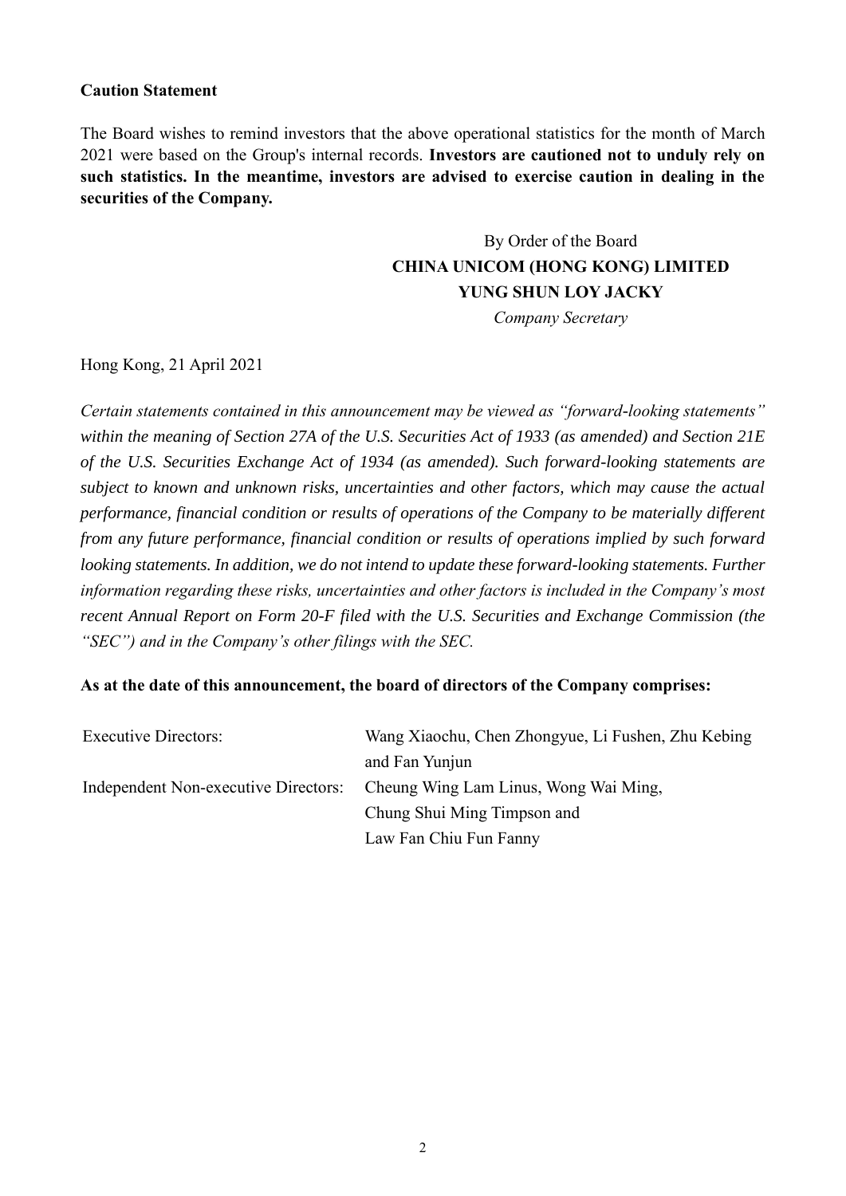**Caution Statement**

The Board wishes to remind investors that the above operational statistics for the month of March 2021 were based on the Group's internal records. **Investors are cautioned not to unduly rely on such statistics. In the meantime, investors are advised to exercise caution in dealing in the securities of the Company.**

By Order of the Board
**CHINA UNICOM (HONG KONG) LIMITED**
**YUNG SHUN LOY JACKY**
*Company Secretary*

Hong Kong, 21 April 2021

*Certain statements contained in this announcement may be viewed as "forward-looking statements" within the meaning of Section 27A of the U.S. Securities Act of 1933 (as amended) and Section 21E of the U.S. Securities Exchange Act of 1934 (as amended). Such forward-looking statements are subject to known and unknown risks, uncertainties and other factors, which may cause the actual performance, financial condition or results of operations of the Company to be materially different from any future performance, financial condition or results of operations implied by such forward looking statements. In addition, we do not intend to update these forward-looking statements. Further information regarding these risks, uncertainties and other factors is included in the Company's most recent Annual Report on Form 20-F filed with the U.S. Securities and Exchange Commission (the "SEC") and in the Company's other filings with the SEC.*

**As at the date of this announcement, the board of directors of the Company comprises:**

| | |
|---|---|
| Executive Directors: | Wang Xiaochu, Chen Zhongyue, Li Fushen, Zhu Kebing and Fan Yunjun |
| Independent Non-executive Directors: | Cheung Wing Lam Linus, Wong Wai Ming, Chung Shui Ming Timpson and Law Fan Chiu Fun Fanny |